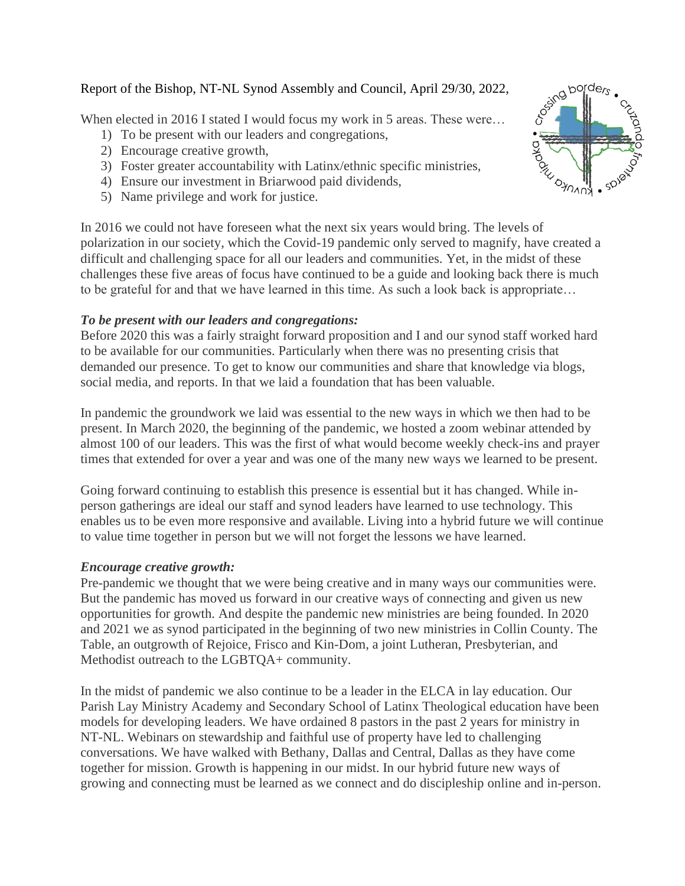Report of the Bishop, NT-NL Synod Assembly and Council, April 29/30, 2022,

When elected in 2016 I stated I would focus my work in 5 areas. These were…

1) To be present with our leaders and congregations,
2) Encourage creative growth,
3) Foster greater accountability with Latinx/ethnic specific ministries,
4) Ensure our investment in Briarwood paid dividends,
5) Name privilege and work for justice.

In 2016 we could not have foreseen what the next six years would bring. The levels of polarization in our society, which the Covid-19 pandemic only served to magnify, have created a difficult and challenging space for all our leaders and communities. Yet, in the midst of these challenges these five areas of focus have continued to be a guide and looking back there is much to be grateful for and that we have learned in this time. As such a look back is appropriate…

***To be present with our leaders and congregations:***

Before 2020 this was a fairly straight forward proposition and I and our synod staff worked hard to be available for our communities. Particularly when there was no presenting crisis that demanded our presence. To get to know our communities and share that knowledge via blogs, social media, and reports. In that we laid a foundation that has been valuable.

In pandemic the groundwork we laid was essential to the new ways in which we then had to be present. In March 2020, the beginning of the pandemic, we hosted a zoom webinar attended by almost 100 of our leaders. This was the first of what would become weekly check-ins and prayer times that extended for over a year and was one of the many new ways we learned to be present.

Going forward continuing to establish this presence is essential but it has changed. While in-person gatherings are ideal our staff and synod leaders have learned to use technology. This enables us to be even more responsive and available. Living into a hybrid future we will continue to value time together in person but we will not forget the lessons we have learned.

***Encourage creative growth:***

Pre-pandemic we thought that we were being creative and in many ways our communities were. But the pandemic has moved us forward in our creative ways of connecting and given us new opportunities for growth. And despite the pandemic new ministries are being founded. In 2020 and 2021 we as synod participated in the beginning of two new ministries in Collin County. The Table, an outgrowth of Rejoice, Frisco and Kin-Dom, a joint Lutheran, Presbyterian, and Methodist outreach to the LGBTQA+ community.

In the midst of pandemic we also continue to be a leader in the ELCA in lay education. Our Parish Lay Ministry Academy and Secondary School of Latinx Theological education have been models for developing leaders. We have ordained 8 pastors in the past 2 years for ministry in NT-NL. Webinars on stewardship and faithful use of property have led to challenging conversations. We have walked with Bethany, Dallas and Central, Dallas as they have come together for mission. Growth is happening in our midst. In our hybrid future new ways of growing and connecting must be learned as we connect and do discipleship online and in-person.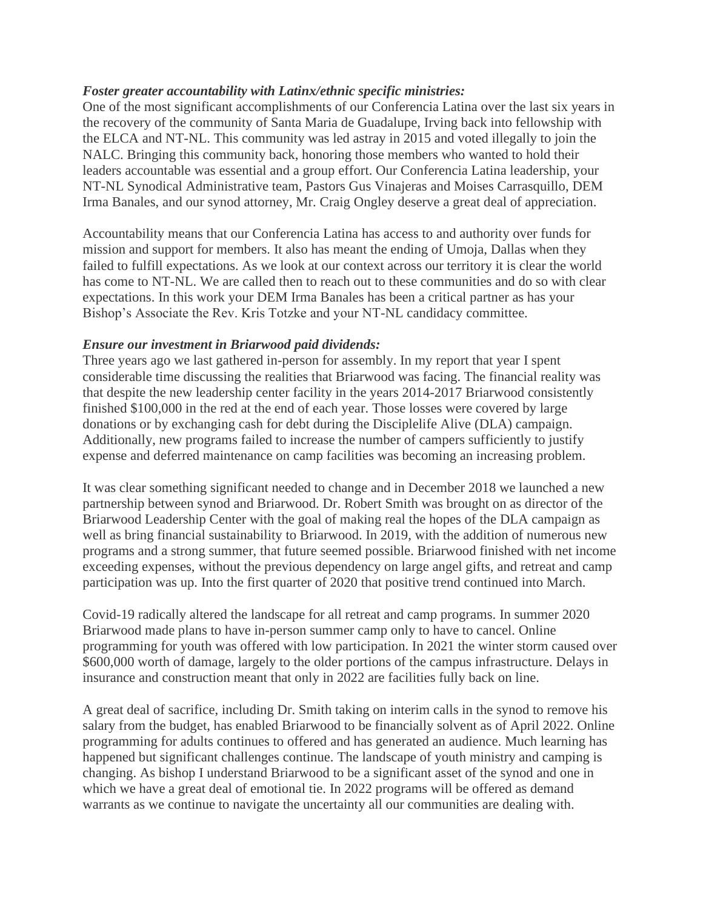***Foster greater accountability with Latinx/ethnic specific ministries:***
One of the most significant accomplishments of our Conferencia Latina over the last six years in the recovery of the community of Santa Maria de Guadalupe, Irving back into fellowship with the ELCA and NT-NL. This community was led astray in 2015 and voted illegally to join the NALC. Bringing this community back, honoring those members who wanted to hold their leaders accountable was essential and a group effort. Our Conferencia Latina leadership, your NT-NL Synodical Administrative team, Pastors Gus Vinajeras and Moises Carrasquillo, DEM Irma Banales, and our synod attorney, Mr. Craig Ongley deserve a great deal of appreciation.

Accountability means that our Conferencia Latina has access to and authority over funds for mission and support for members. It also has meant the ending of Umoja, Dallas when they failed to fulfill expectations. As we look at our context across our territory it is clear the world has come to NT-NL. We are called then to reach out to these communities and do so with clear expectations. In this work your DEM Irma Banales has been a critical partner as has your Bishop's Associate the Rev. Kris Totzke and your NT-NL candidacy committee.

***Ensure our investment in Briarwood paid dividends:***
Three years ago we last gathered in-person for assembly. In my report that year I spent considerable time discussing the realities that Briarwood was facing. The financial reality was that despite the new leadership center facility in the years 2014-2017 Briarwood consistently finished $100,000 in the red at the end of each year. Those losses were covered by large donations or by exchanging cash for debt during the Disciplelife Alive (DLA) campaign. Additionally, new programs failed to increase the number of campers sufficiently to justify expense and deferred maintenance on camp facilities was becoming an increasing problem.

It was clear something significant needed to change and in December 2018 we launched a new partnership between synod and Briarwood. Dr. Robert Smith was brought on as director of the Briarwood Leadership Center with the goal of making real the hopes of the DLA campaign as well as bring financial sustainability to Briarwood. In 2019, with the addition of numerous new programs and a strong summer, that future seemed possible. Briarwood finished with net income exceeding expenses, without the previous dependency on large angel gifts, and retreat and camp participation was up. Into the first quarter of 2020 that positive trend continued into March.

Covid-19 radically altered the landscape for all retreat and camp programs. In summer 2020 Briarwood made plans to have in-person summer camp only to have to cancel. Online programming for youth was offered with low participation. In 2021 the winter storm caused over $600,000 worth of damage, largely to the older portions of the campus infrastructure. Delays in insurance and construction meant that only in 2022 are facilities fully back on line.

A great deal of sacrifice, including Dr. Smith taking on interim calls in the synod to remove his salary from the budget, has enabled Briarwood to be financially solvent as of April 2022. Online programming for adults continues to offered and has generated an audience. Much learning has happened but significant challenges continue. The landscape of youth ministry and camping is changing. As bishop I understand Briarwood to be a significant asset of the synod and one in which we have a great deal of emotional tie. In 2022 programs will be offered as demand warrants as we continue to navigate the uncertainty all our communities are dealing with.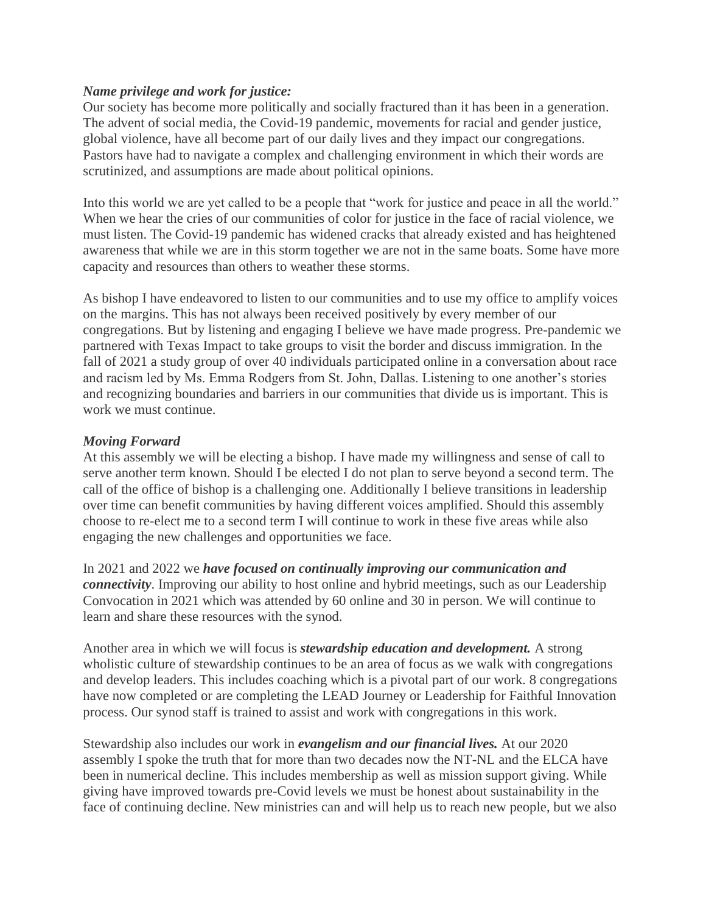***Name privilege and work for justice:***
Our society has become more politically and socially fractured than it has been in a generation. The advent of social media, the Covid-19 pandemic, movements for racial and gender justice, global violence, have all become part of our daily lives and they impact our congregations. Pastors have had to navigate a complex and challenging environment in which their words are scrutinized, and assumptions are made about political opinions.

Into this world we are yet called to be a people that "work for justice and peace in all the world." When we hear the cries of our communities of color for justice in the face of racial violence, we must listen. The Covid-19 pandemic has widened cracks that already existed and has heightened awareness that while we are in this storm together we are not in the same boats. Some have more capacity and resources than others to weather these storms.

As bishop I have endeavored to listen to our communities and to use my office to amplify voices on the margins. This has not always been received positively by every member of our congregations. But by listening and engaging I believe we have made progress. Pre-pandemic we partnered with Texas Impact to take groups to visit the border and discuss immigration. In the fall of 2021 a study group of over 40 individuals participated online in a conversation about race and racism led by Ms. Emma Rodgers from St. John, Dallas. Listening to one another's stories and recognizing boundaries and barriers in our communities that divide us is important. This is work we must continue.

***Moving Forward***
At this assembly we will be electing a bishop. I have made my willingness and sense of call to serve another term known. Should I be elected I do not plan to serve beyond a second term. The call of the office of bishop is a challenging one. Additionally I believe transitions in leadership over time can benefit communities by having different voices amplified. Should this assembly choose to re-elect me to a second term I will continue to work in these five areas while also engaging the new challenges and opportunities we face.

In 2021 and 2022 we ***have focused on continually improving our communication and connectivity***. Improving our ability to host online and hybrid meetings, such as our Leadership Convocation in 2021 which was attended by 60 online and 30 in person. We will continue to learn and share these resources with the synod.

Another area in which we will focus is ***stewardship education and development.*** A strong wholistic culture of stewardship continues to be an area of focus as we walk with congregations and develop leaders. This includes coaching which is a pivotal part of our work. 8 congregations have now completed or are completing the LEAD Journey or Leadership for Faithful Innovation process. Our synod staff is trained to assist and work with congregations in this work.

Stewardship also includes our work in ***evangelism and our financial lives.*** At our 2020 assembly I spoke the truth that for more than two decades now the NT-NL and the ELCA have been in numerical decline. This includes membership as well as mission support giving. While giving have improved towards pre-Covid levels we must be honest about sustainability in the face of continuing decline. New ministries can and will help us to reach new people, but we also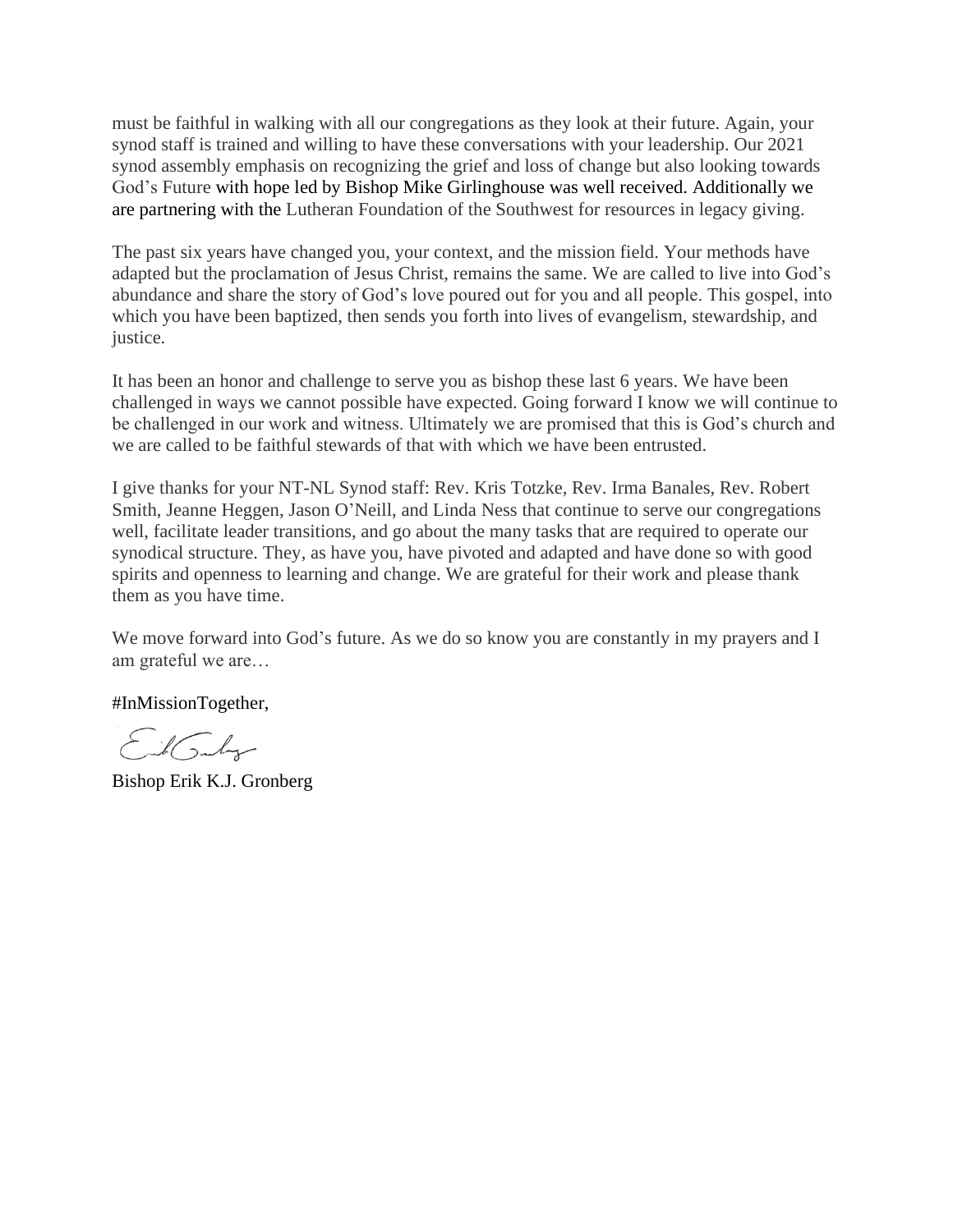must be faithful in walking with all our congregations as they look at their future. Again, your synod staff is trained and willing to have these conversations with your leadership. Our 2021 synod assembly emphasis on recognizing the grief and loss of change but also looking towards God's Future with hope led by Bishop Mike Girlinghouse was well received. Additionally we are partnering with the Lutheran Foundation of the Southwest for resources in legacy giving.

The past six years have changed you, your context, and the mission field. Your methods have adapted but the proclamation of Jesus Christ, remains the same. We are called to live into God's abundance and share the story of God's love poured out for you and all people. This gospel, into which you have been baptized, then sends you forth into lives of evangelism, stewardship, and justice.

It has been an honor and challenge to serve you as bishop these last 6 years. We have been challenged in ways we cannot possible have expected. Going forward I know we will continue to be challenged in our work and witness. Ultimately we are promised that this is God's church and we are called to be faithful stewards of that with which we have been entrusted.

I give thanks for your NT-NL Synod staff: Rev. Kris Totzke, Rev. Irma Banales, Rev. Robert Smith, Jeanne Heggen, Jason O'Neill, and Linda Ness that continue to serve our congregations well, facilitate leader transitions, and go about the many tasks that are required to operate our synodical structure. They, as have you, have pivoted and adapted and have done so with good spirits and openness to learning and change. We are grateful for their work and please thank them as you have time.

We move forward into God's future. As we do so know you are constantly in my prayers and I am grateful we are…

#InMissionTogether,

Bishop Erik K.J. Gronberg